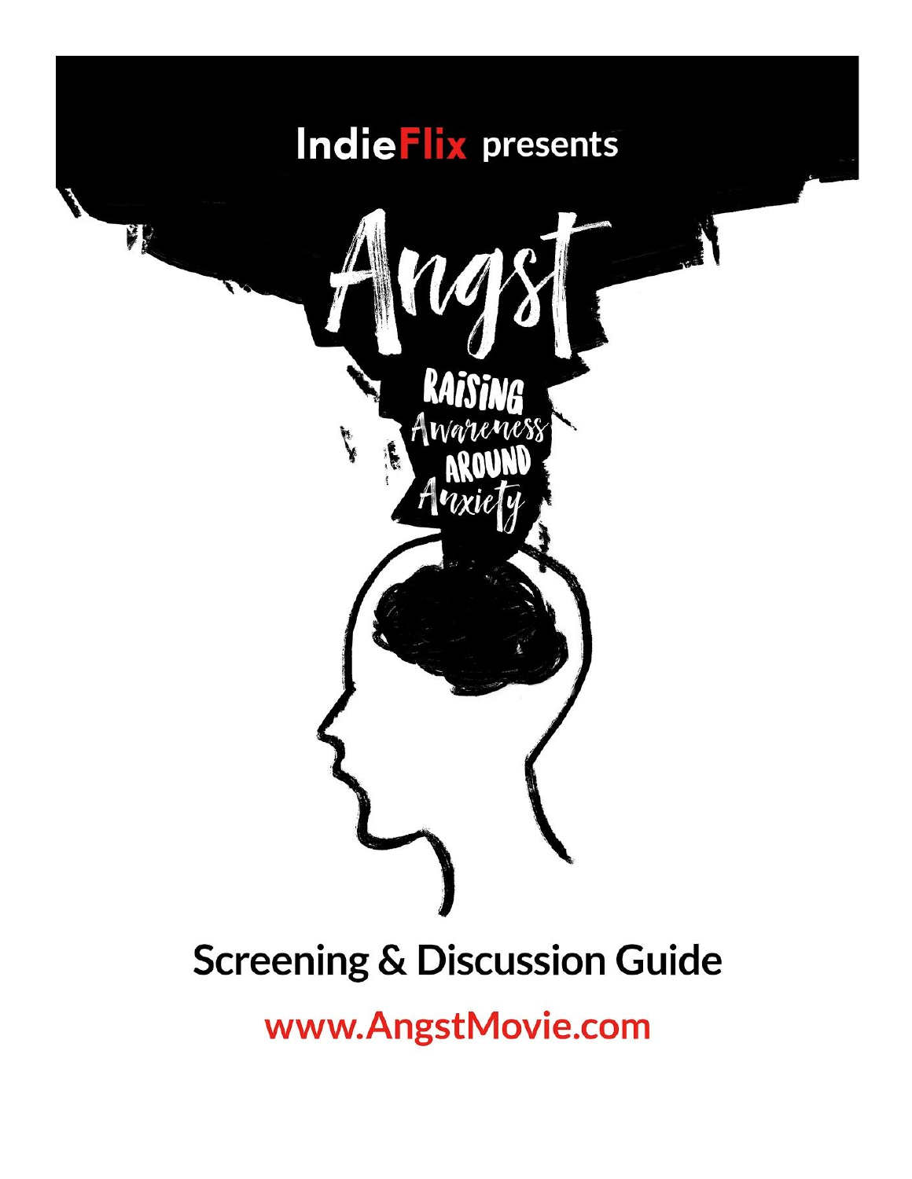IndieFlix presents

# Angst

RAISING Awareness AROUND Anxiety

## Screening & Discussion Guide

www.AngstMovie.com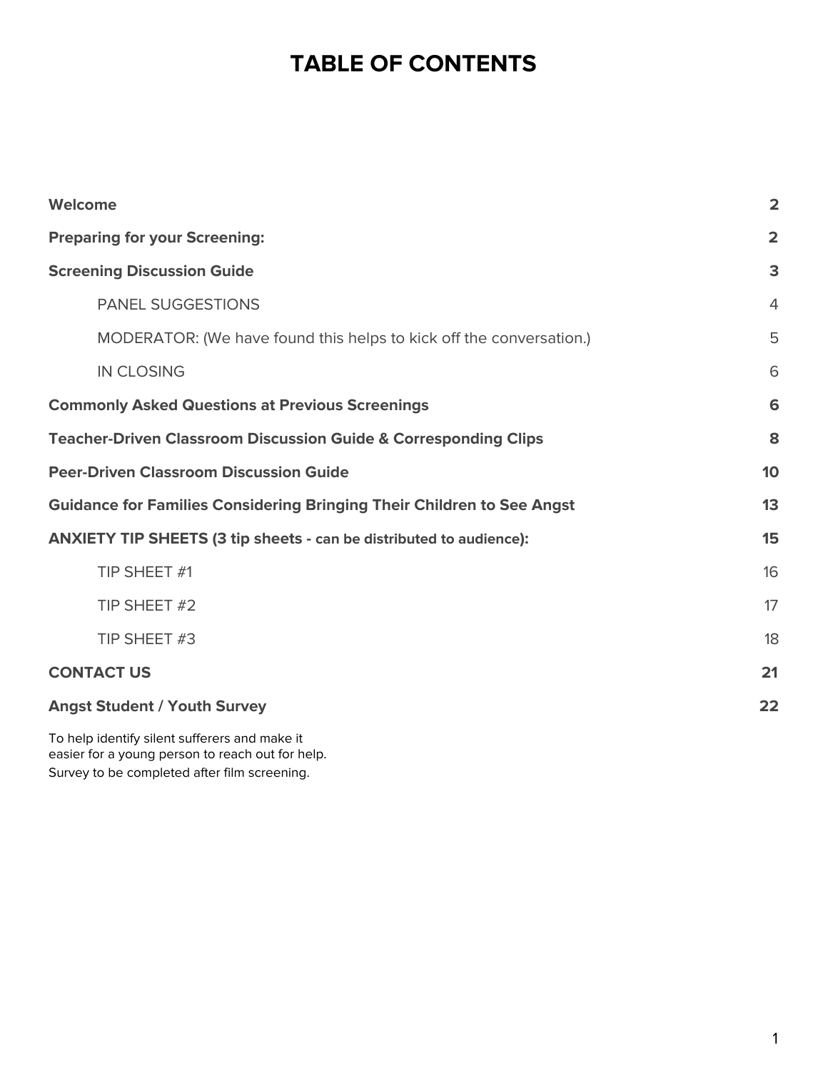# TABLE OF CONTENTS

| | |
|---|---|
| **Welcome** | **2** |
| **Preparing for your Screening:** | **2** |
| **Screening Discussion Guide** | **3** |
| PANEL SUGGESTIONS | 4 |
| MODERATOR: (We have found this helps to kick off the conversation.) | 5 |
| IN CLOSING | 6 |
| **Commonly Asked Questions at Previous Screenings** | **6** |
| **Teacher-Driven Classroom Discussion Guide & Corresponding Clips** | **8** |
| **Peer-Driven Classroom Discussion Guide** | **10** |
| **Guidance for Families Considering Bringing Their Children to See Angst** | **13** |
| **ANXIETY TIP SHEETS (3 tip sheets - can be distributed to audience):** | **15** |
| TIP SHEET #1 | 16 |
| TIP SHEET #2 | 17 |
| TIP SHEET #3 | 18 |
| **CONTACT US** | **21** |
| **Angst Student / Youth Survey** | **22** |

To help identify silent sufferers and make it easier for a young person to reach out for help.
Survey to be completed after film screening.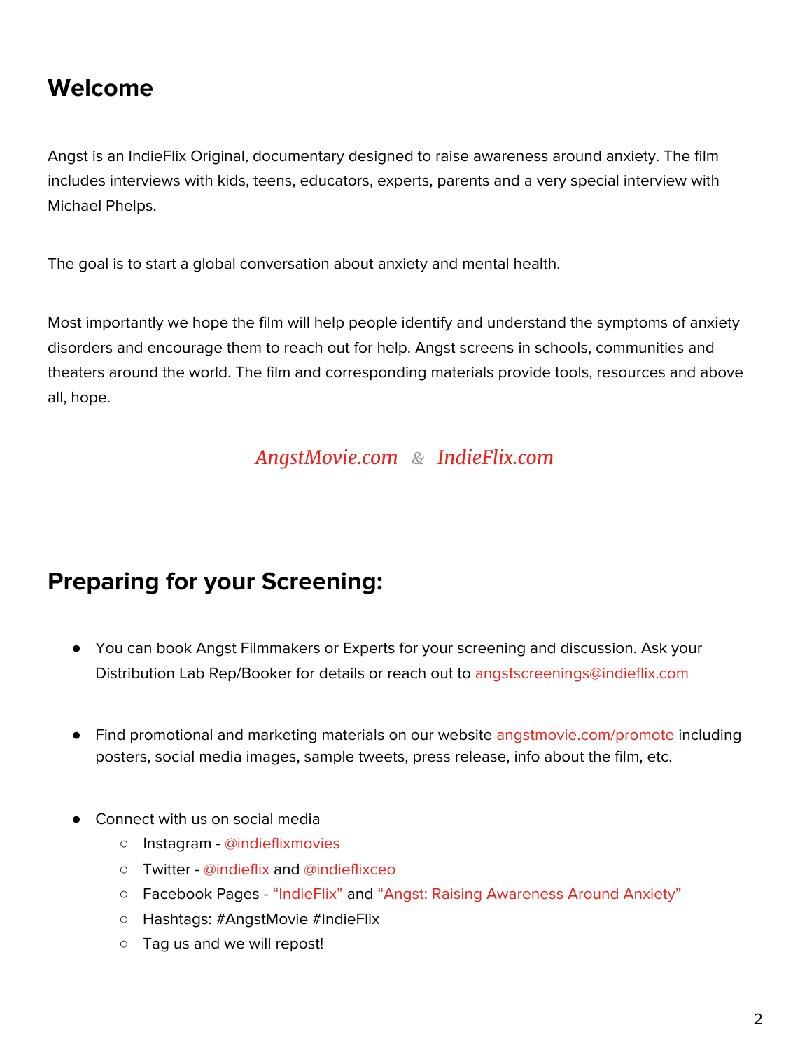## Welcome

Angst is an IndieFlix Original, documentary designed to raise awareness around anxiety. The film includes interviews with kids, teens, educators, experts, parents and a very special interview with Michael Phelps.

The goal is to start a global conversation about anxiety and mental health.

Most importantly we hope the film will help people identify and understand the symptoms of anxiety disorders and encourage them to reach out for help. Angst screens in schools, communities and theaters around the world. The film and corresponding materials provide tools, resources and above all, hope.

*AngstMovie.com & IndieFlix.com*

## Preparing for your Screening:

- You can book Angst Filmmakers or Experts for your screening and discussion. Ask your Distribution Lab Rep/Booker for details or reach out to angstscreenings@indieflix.com
- Find promotional and marketing materials on our website angstmovie.com/promote including posters, social media images, sample tweets, press release, info about the film, etc.
- Connect with us on social media
  - Instagram - @indieflixmovies
  - Twitter - @indieflix and @indieflixceo
  - Facebook Pages - "IndieFlix" and "Angst: Raising Awareness Around Anxiety"
  - Hashtags: #AngstMovie #IndieFlix
  - Tag us and we will repost!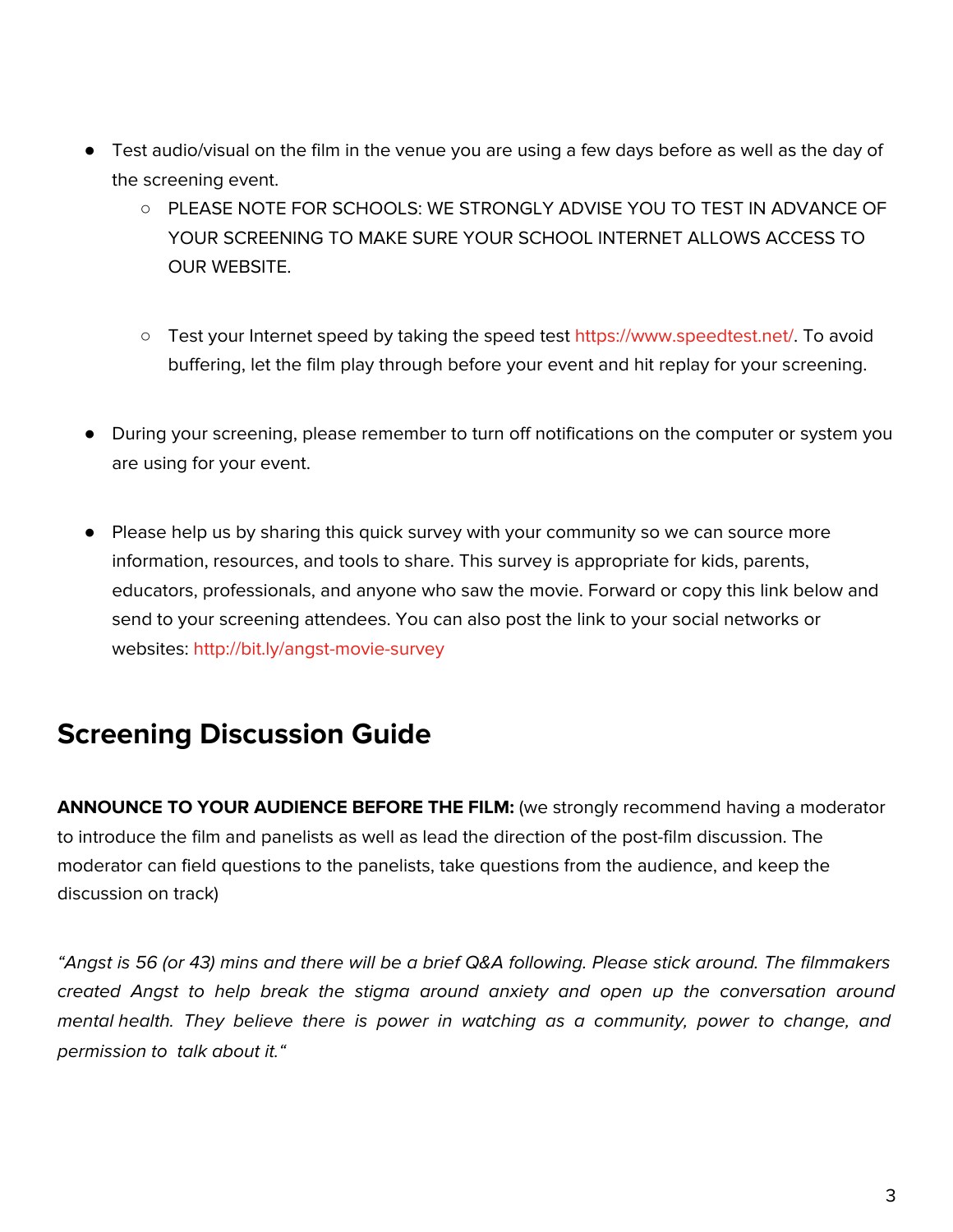- Test audio/visual on the film in the venue you are using a few days before as well as the day of the screening event.
  - PLEASE NOTE FOR SCHOOLS: WE STRONGLY ADVISE YOU TO TEST IN ADVANCE OF YOUR SCREENING TO MAKE SURE YOUR SCHOOL INTERNET ALLOWS ACCESS TO OUR WEBSITE.
  - Test your Internet speed by taking the speed test https://www.speedtest.net/. To avoid buffering, let the film play through before your event and hit replay for your screening.
- During your screening, please remember to turn off notifications on the computer or system you are using for your event.
- Please help us by sharing this quick survey with your community so we can source more information, resources, and tools to share. This survey is appropriate for kids, parents, educators, professionals, and anyone who saw the movie. Forward or copy this link below and send to your screening attendees. You can also post the link to your social networks or websites: http://bit.ly/angst-movie-survey

## Screening Discussion Guide

**ANNOUNCE TO YOUR AUDIENCE BEFORE THE FILM:** (we strongly recommend having a moderator to introduce the film and panelists as well as lead the direction of the post-film discussion. The moderator can field questions to the panelists, take questions from the audience, and keep the discussion on track)

*"Angst is 56 (or 43) mins and there will be a brief Q&A following. Please stick around. The filmmakers created Angst to help break the stigma around anxiety and open up the conversation around mental health. They believe there is power in watching as a community, power to change, and permission to talk about it."*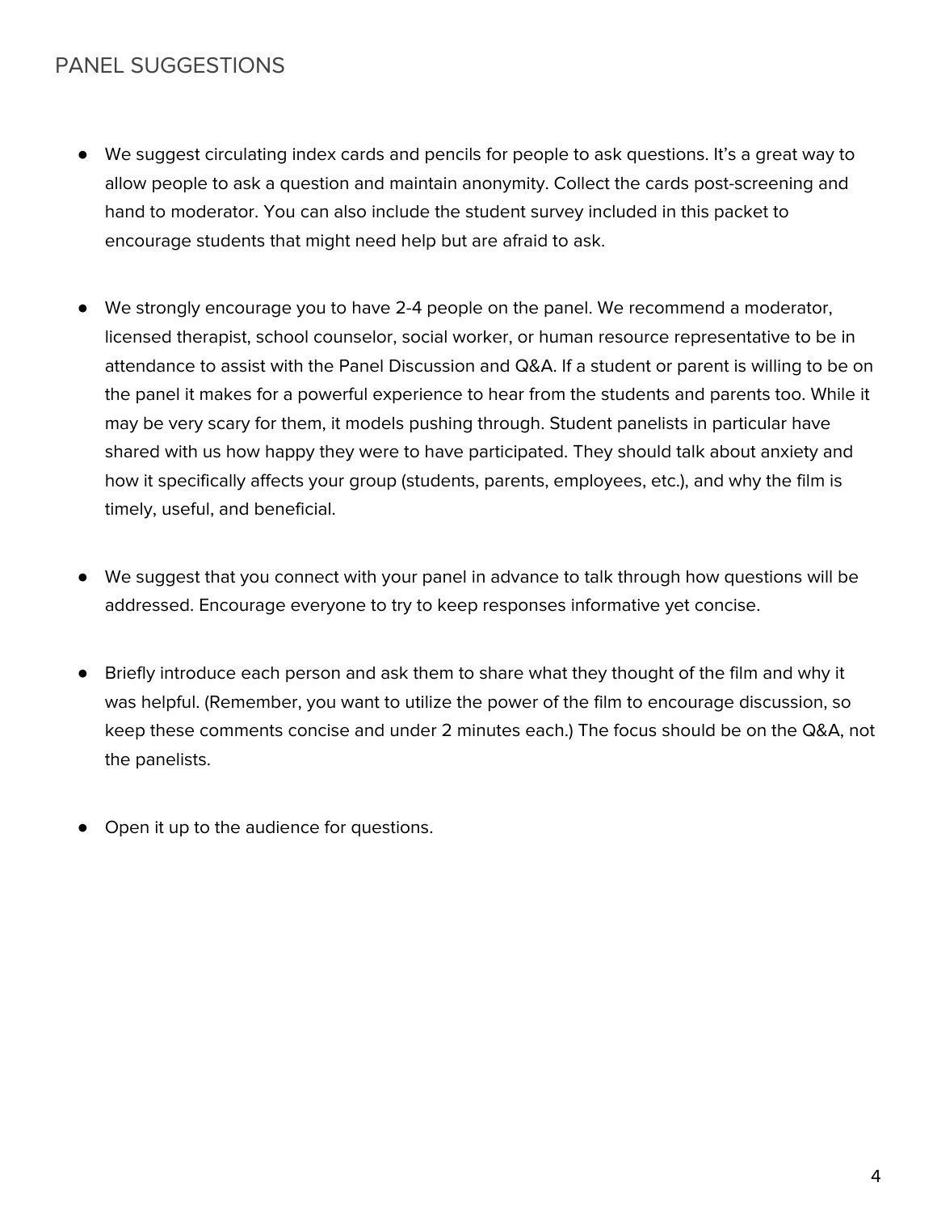# PANEL SUGGESTIONS

- We suggest circulating index cards and pencils for people to ask questions. It's a great way to allow people to ask a question and maintain anonymity. Collect the cards post-screening and hand to moderator. You can also include the student survey included in this packet to encourage students that might need help but are afraid to ask.

- We strongly encourage you to have 2-4 people on the panel. We recommend a moderator, licensed therapist, school counselor, social worker, or human resource representative to be in attendance to assist with the Panel Discussion and Q&A. If a student or parent is willing to be on the panel it makes for a powerful experience to hear from the students and parents too. While it may be very scary for them, it models pushing through. Student panelists in particular have shared with us how happy they were to have participated. They should talk about anxiety and how it specifically affects your group (students, parents, employees, etc.), and why the film is timely, useful, and beneficial.

- We suggest that you connect with your panel in advance to talk through how questions will be addressed. Encourage everyone to try to keep responses informative yet concise.

- Briefly introduce each person and ask them to share what they thought of the film and why it was helpful. (Remember, you want to utilize the power of the film to encourage discussion, so keep these comments concise and under 2 minutes each.) The focus should be on the Q&A, not the panelists.

- Open it up to the audience for questions.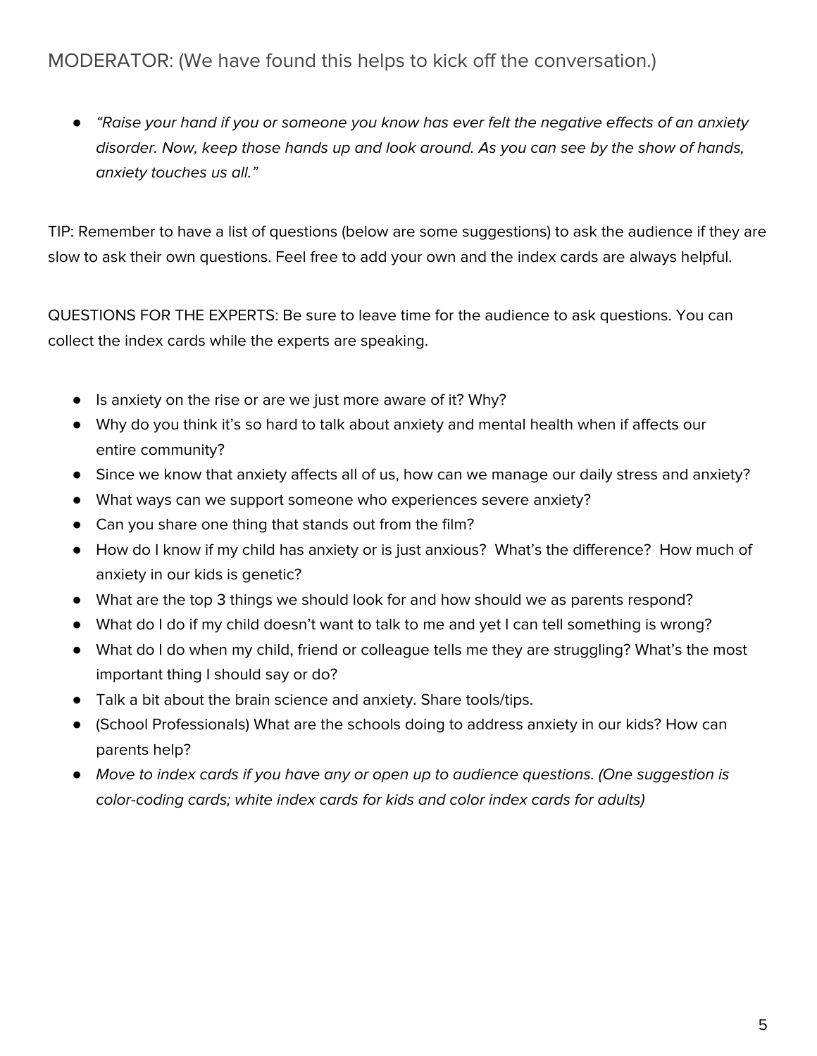MODERATOR: (We have found this helps to kick off the conversation.)

- *"Raise your hand if you or someone you know has ever felt the negative effects of an anxiety disorder. Now, keep those hands up and look around. As you can see by the show of hands, anxiety touches us all."*

TIP: Remember to have a list of questions (below are some suggestions) to ask the audience if they are slow to ask their own questions. Feel free to add your own and the index cards are always helpful.

QUESTIONS FOR THE EXPERTS: Be sure to leave time for the audience to ask questions. You can collect the index cards while the experts are speaking.

- Is anxiety on the rise or are we just more aware of it? Why?
- Why do you think it's so hard to talk about anxiety and mental health when if affects our entire community?
- Since we know that anxiety affects all of us, how can we manage our daily stress and anxiety?
- What ways can we support someone who experiences severe anxiety?
- Can you share one thing that stands out from the film?
- How do I know if my child has anxiety or is just anxious? What's the difference? How much of anxiety in our kids is genetic?
- What are the top 3 things we should look for and how should we as parents respond?
- What do I do if my child doesn't want to talk to me and yet I can tell something is wrong?
- What do I do when my child, friend or colleague tells me they are struggling? What's the most important thing I should say or do?
- Talk a bit about the brain science and anxiety. Share tools/tips.
- (School Professionals) What are the schools doing to address anxiety in our kids? How can parents help?
- *Move to index cards if you have any or open up to audience questions. (One suggestion is color-coding cards; white index cards for kids and color index cards for adults)*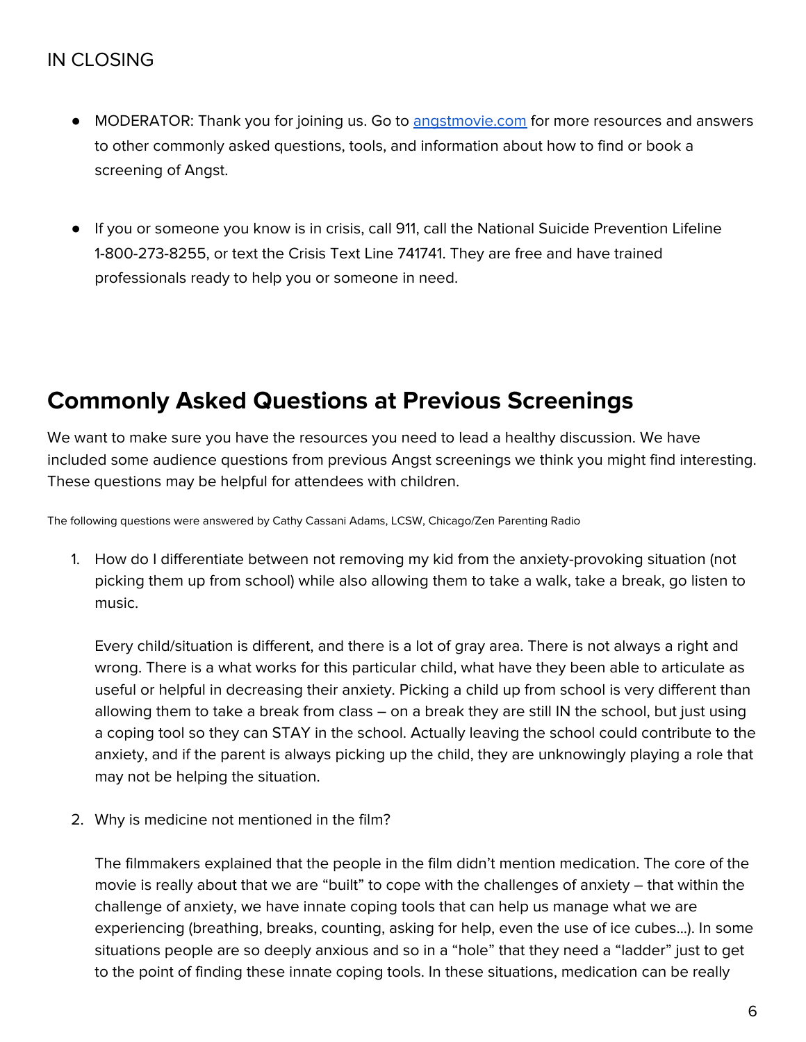## IN CLOSING

- MODERATOR: Thank you for joining us. Go to [angstmovie.com](angstmovie.com) for more resources and answers to other commonly asked questions, tools, and information about how to find or book a screening of Angst.

- If you or someone you know is in crisis, call 911, call the National Suicide Prevention Lifeline 1-800-273-8255, or text the Crisis Text Line 741741. They are free and have trained professionals ready to help you or someone in need.

# Commonly Asked Questions at Previous Screenings

We want to make sure you have the resources you need to lead a healthy discussion. We have included some audience questions from previous Angst screenings we think you might find interesting. These questions may be helpful for attendees with children.

The following questions were answered by Cathy Cassani Adams, LCSW, Chicago/Zen Parenting Radio

1. How do I differentiate between not removing my kid from the anxiety-provoking situation (not picking them up from school) while also allowing them to take a walk, take a break, go listen to music.

   Every child/situation is different, and there is a lot of gray area. There is not always a right and wrong. There is a what works for this particular child, what have they been able to articulate as useful or helpful in decreasing their anxiety. Picking a child up from school is very different than allowing them to take a break from class – on a break they are still IN the school, but just using a coping tool so they can STAY in the school. Actually leaving the school could contribute to the anxiety, and if the parent is always picking up the child, they are unknowingly playing a role that may not be helping the situation.

2. Why is medicine not mentioned in the film?

   The filmmakers explained that the people in the film didn't mention medication. The core of the movie is really about that we are "built" to cope with the challenges of anxiety – that within the challenge of anxiety, we have innate coping tools that can help us manage what we are experiencing (breathing, breaks, counting, asking for help, even the use of ice cubes…). In some situations people are so deeply anxious and so in a "hole" that they need a "ladder" just to get to the point of finding these innate coping tools. In these situations, medication can be really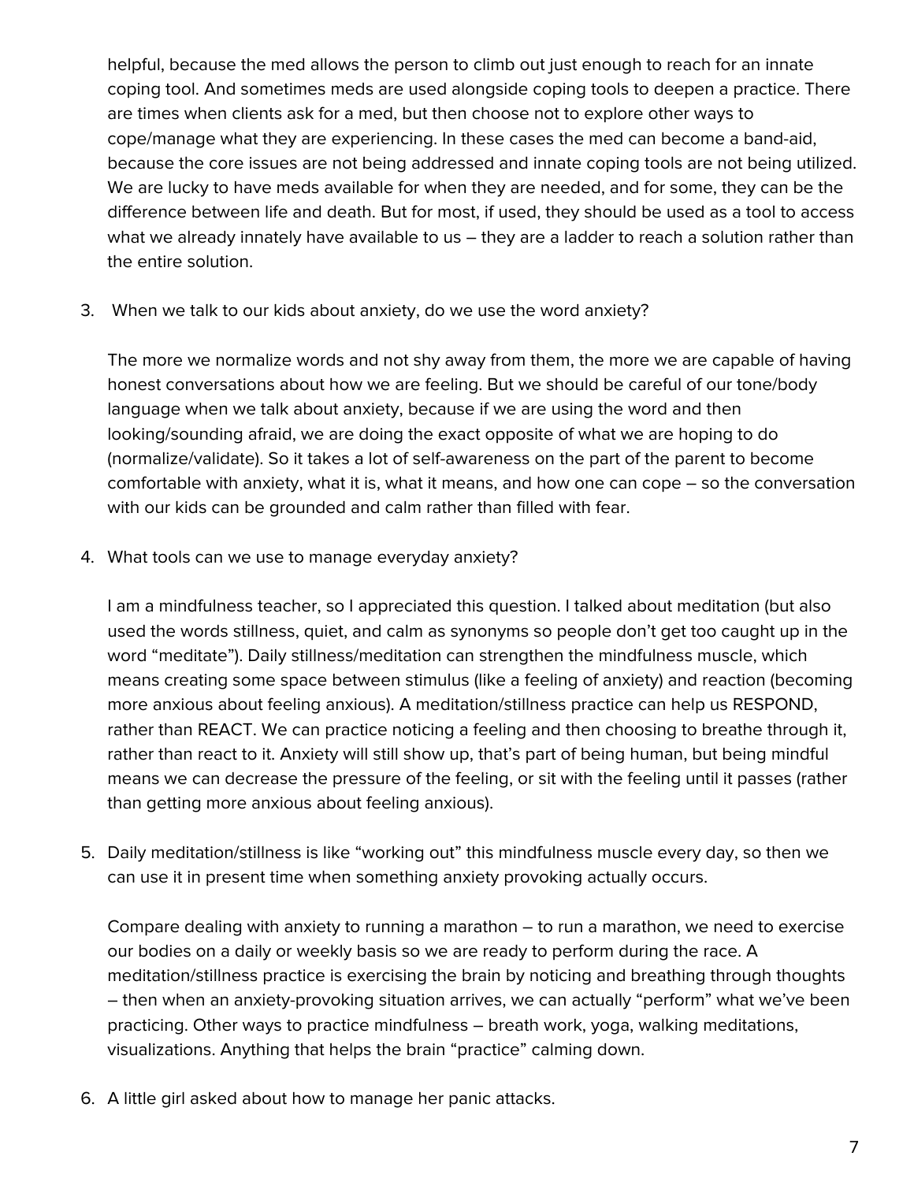helpful, because the med allows the person to climb out just enough to reach for an innate coping tool. And sometimes meds are used alongside coping tools to deepen a practice. There are times when clients ask for a med, but then choose not to explore other ways to cope/manage what they are experiencing. In these cases the med can become a band-aid, because the core issues are not being addressed and innate coping tools are not being utilized. We are lucky to have meds available for when they are needed, and for some, they can be the difference between life and death. But for most, if used, they should be used as a tool to access what we already innately have available to us – they are a ladder to reach a solution rather than the entire solution.

3. When we talk to our kids about anxiety, do we use the word anxiety?

   The more we normalize words and not shy away from them, the more we are capable of having honest conversations about how we are feeling. But we should be careful of our tone/body language when we talk about anxiety, because if we are using the word and then looking/sounding afraid, we are doing the exact opposite of what we are hoping to do (normalize/validate). So it takes a lot of self-awareness on the part of the parent to become comfortable with anxiety, what it is, what it means, and how one can cope – so the conversation with our kids can be grounded and calm rather than filled with fear.

4. What tools can we use to manage everyday anxiety?

   I am a mindfulness teacher, so I appreciated this question. I talked about meditation (but also used the words stillness, quiet, and calm as synonyms so people don't get too caught up in the word "meditate"). Daily stillness/meditation can strengthen the mindfulness muscle, which means creating some space between stimulus (like a feeling of anxiety) and reaction (becoming more anxious about feeling anxious). A meditation/stillness practice can help us RESPOND, rather than REACT. We can practice noticing a feeling and then choosing to breathe through it, rather than react to it. Anxiety will still show up, that's part of being human, but being mindful means we can decrease the pressure of the feeling, or sit with the feeling until it passes (rather than getting more anxious about feeling anxious).

5. Daily meditation/stillness is like "working out" this mindfulness muscle every day, so then we can use it in present time when something anxiety provoking actually occurs.

   Compare dealing with anxiety to running a marathon – to run a marathon, we need to exercise our bodies on a daily or weekly basis so we are ready to perform during the race. A meditation/stillness practice is exercising the brain by noticing and breathing through thoughts – then when an anxiety-provoking situation arrives, we can actually "perform" what we've been practicing. Other ways to practice mindfulness – breath work, yoga, walking meditations, visualizations. Anything that helps the brain "practice" calming down.

6. A little girl asked about how to manage her panic attacks.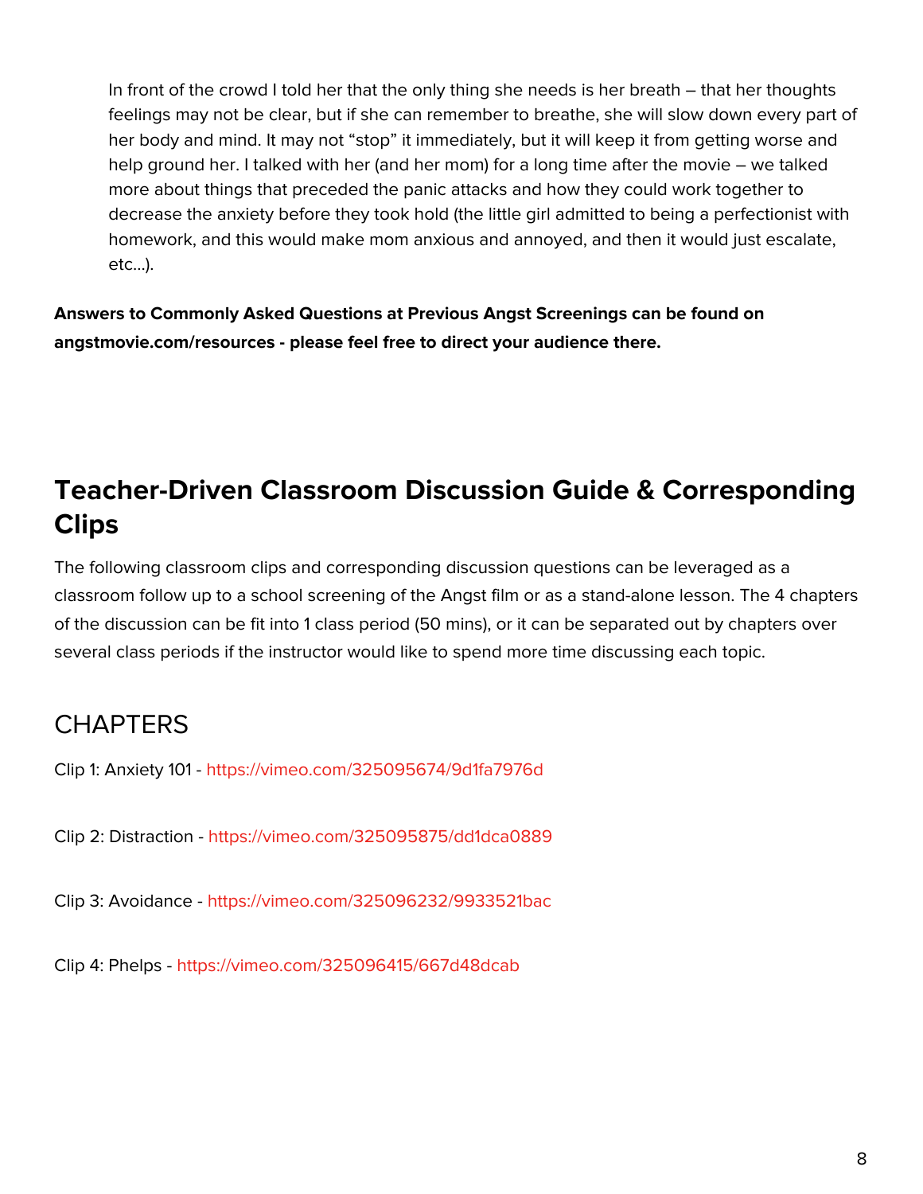In front of the crowd I told her that the only thing she needs is her breath – that her thoughts feelings may not be clear, but if she can remember to breathe, she will slow down every part of her body and mind. It may not "stop" it immediately, but it will keep it from getting worse and help ground her. I talked with her (and her mom) for a long time after the movie – we talked more about things that preceded the panic attacks and how they could work together to decrease the anxiety before they took hold (the little girl admitted to being a perfectionist with homework, and this would make mom anxious and annoyed, and then it would just escalate, etc...).

**Answers to Commonly Asked Questions at Previous Angst Screenings can be found on angstmovie.com/resources - please feel free to direct your audience there.**

## Teacher-Driven Classroom Discussion Guide & Corresponding Clips

The following classroom clips and corresponding discussion questions can be leveraged as a classroom follow up to a school screening of the Angst film or as a stand-alone lesson. The 4 chapters of the discussion can be fit into 1 class period (50 mins), or it can be separated out by chapters over several class periods if the instructor would like to spend more time discussing each topic.

### CHAPTERS

Clip 1: Anxiety 101 - https://vimeo.com/325095674/9d1fa7976d

Clip 2: Distraction - https://vimeo.com/325095875/dd1dca0889

Clip 3: Avoidance - https://vimeo.com/325096232/9933521bac

Clip 4: Phelps - https://vimeo.com/325096415/667d48dcab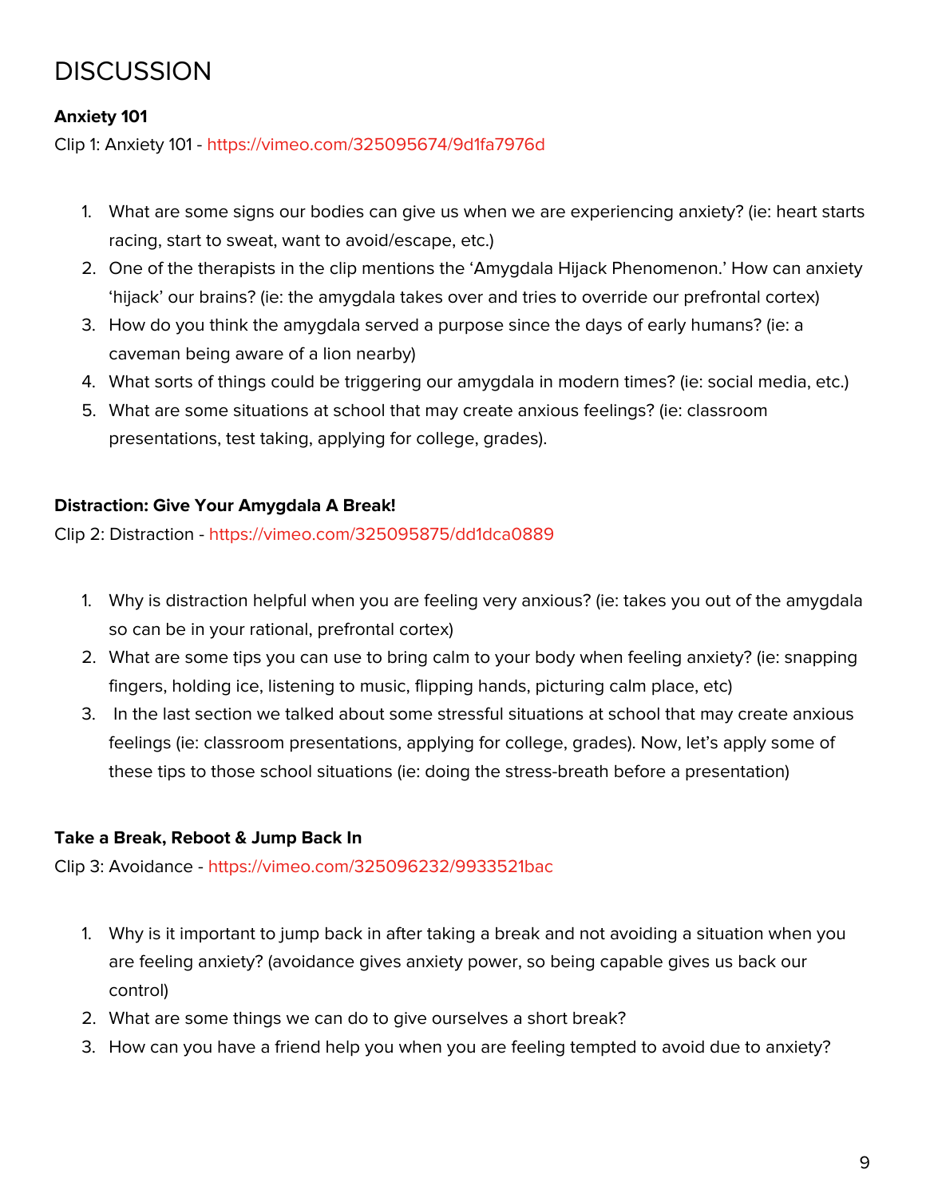# DISCUSSION

**Anxiety 101**

Clip 1: Anxiety 101 - https://vimeo.com/325095674/9d1fa7976d

1. What are some signs our bodies can give us when we are experiencing anxiety? (ie: heart starts racing, start to sweat, want to avoid/escape, etc.)
2. One of the therapists in the clip mentions the 'Amygdala Hijack Phenomenon.' How can anxiety 'hijack' our brains? (ie: the amygdala takes over and tries to override our prefrontal cortex)
3. How do you think the amygdala served a purpose since the days of early humans? (ie: a caveman being aware of a lion nearby)
4. What sorts of things could be triggering our amygdala in modern times? (ie: social media, etc.)
5. What are some situations at school that may create anxious feelings? (ie: classroom presentations, test taking, applying for college, grades).

**Distraction: Give Your Amygdala A Break!**

Clip 2: Distraction - https://vimeo.com/325095875/dd1dca0889

1. Why is distraction helpful when you are feeling very anxious? (ie: takes you out of the amygdala so can be in your rational, prefrontal cortex)
2. What are some tips you can use to bring calm to your body when feeling anxiety? (ie: snapping fingers, holding ice, listening to music, flipping hands, picturing calm place, etc)
3. In the last section we talked about some stressful situations at school that may create anxious feelings (ie: classroom presentations, applying for college, grades). Now, let's apply some of these tips to those school situations (ie: doing the stress-breath before a presentation)

**Take a Break, Reboot & Jump Back In**

Clip 3: Avoidance - https://vimeo.com/325096232/9933521bac

1. Why is it important to jump back in after taking a break and not avoiding a situation when you are feeling anxiety? (avoidance gives anxiety power, so being capable gives us back our control)
2. What are some things we can do to give ourselves a short break?
3. How can you have a friend help you when you are feeling tempted to avoid due to anxiety?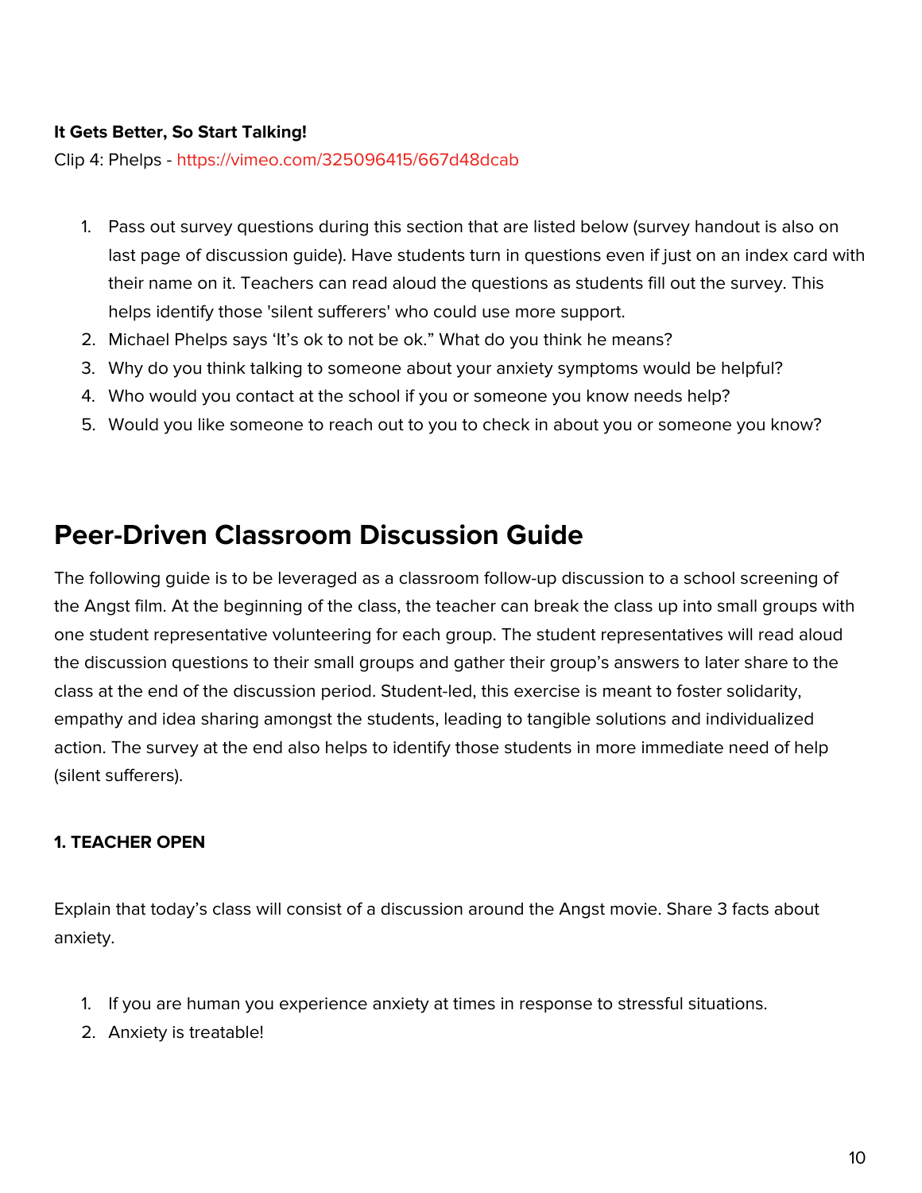**It Gets Better, So Start Talking!**

Clip 4: Phelps - https://vimeo.com/325096415/667d48dcab

1. Pass out survey questions during this section that are listed below (survey handout is also on last page of discussion guide). Have students turn in questions even if just on an index card with their name on it. Teachers can read aloud the questions as students fill out the survey. This helps identify those 'silent sufferers' who could use more support.
2. Michael Phelps says 'It's ok to not be ok." What do you think he means?
3. Why do you think talking to someone about your anxiety symptoms would be helpful?
4. Who would you contact at the school if you or someone you know needs help?
5. Would you like someone to reach out to you to check in about you or someone you know?

## Peer-Driven Classroom Discussion Guide

The following guide is to be leveraged as a classroom follow-up discussion to a school screening of the Angst film. At the beginning of the class, the teacher can break the class up into small groups with one student representative volunteering for each group. The student representatives will read aloud the discussion questions to their small groups and gather their group's answers to later share to the class at the end of the discussion period. Student-led, this exercise is meant to foster solidarity, empathy and idea sharing amongst the students, leading to tangible solutions and individualized action. The survey at the end also helps to identify those students in more immediate need of help (silent sufferers).

**1. TEACHER OPEN**

Explain that today's class will consist of a discussion around the Angst movie. Share 3 facts about anxiety.

1. If you are human you experience anxiety at times in response to stressful situations.
2. Anxiety is treatable!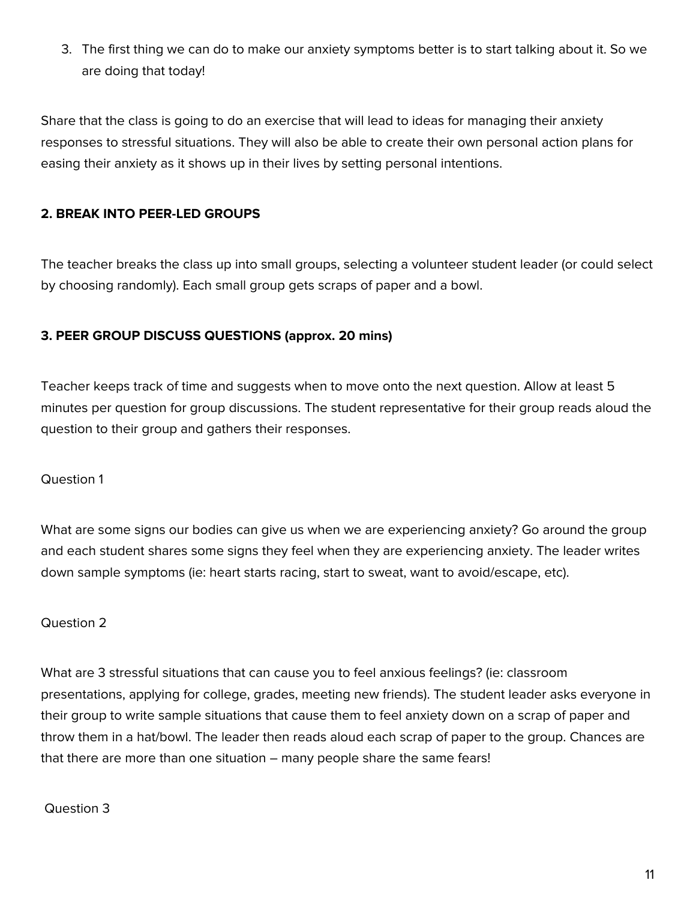3. The first thing we can do to make our anxiety symptoms better is to start talking about it. So we are doing that today!

Share that the class is going to do an exercise that will lead to ideas for managing their anxiety responses to stressful situations. They will also be able to create their own personal action plans for easing their anxiety as it shows up in their lives by setting personal intentions.

**2. BREAK INTO PEER-LED GROUPS**

The teacher breaks the class up into small groups, selecting a volunteer student leader (or could select by choosing randomly). Each small group gets scraps of paper and a bowl.

**3. PEER GROUP DISCUSS QUESTIONS (approx. 20 mins)**

Teacher keeps track of time and suggests when to move onto the next question. Allow at least 5 minutes per question for group discussions. The student representative for their group reads aloud the question to their group and gathers their responses.

Question 1

What are some signs our bodies can give us when we are experiencing anxiety? Go around the group and each student shares some signs they feel when they are experiencing anxiety. The leader writes down sample symptoms (ie: heart starts racing, start to sweat, want to avoid/escape, etc).

Question 2

What are 3 stressful situations that can cause you to feel anxious feelings? (ie: classroom presentations, applying for college, grades, meeting new friends). The student leader asks everyone in their group to write sample situations that cause them to feel anxiety down on a scrap of paper and throw them in a hat/bowl. The leader then reads aloud each scrap of paper to the group. Chances are that there are more than one situation – many people share the same fears!

Question 3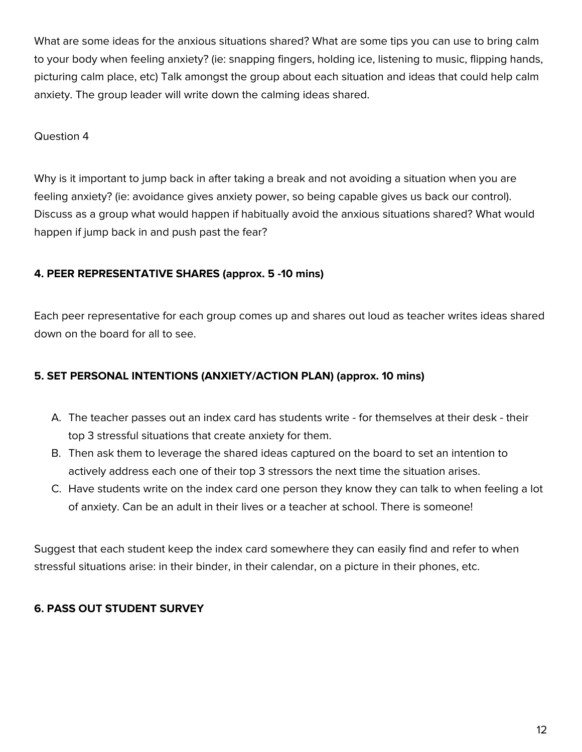What are some ideas for the anxious situations shared? What are some tips you can use to bring calm to your body when feeling anxiety? (ie: snapping fingers, holding ice, listening to music, flipping hands, picturing calm place, etc) Talk amongst the group about each situation and ideas that could help calm anxiety. The group leader will write down the calming ideas shared.

Question 4

Why is it important to jump back in after taking a break and not avoiding a situation when you are feeling anxiety? (ie: avoidance gives anxiety power, so being capable gives us back our control). Discuss as a group what would happen if habitually avoid the anxious situations shared? What would happen if jump back in and push past the fear?

**4. PEER REPRESENTATIVE SHARES (approx. 5 -10 mins)**

Each peer representative for each group comes up and shares out loud as teacher writes ideas shared down on the board for all to see.

**5. SET PERSONAL INTENTIONS (ANXIETY/ACTION PLAN) (approx. 10 mins)**

A. The teacher passes out an index card has students write - for themselves at their desk - their top 3 stressful situations that create anxiety for them.
B. Then ask them to leverage the shared ideas captured on the board to set an intention to actively address each one of their top 3 stressors the next time the situation arises.
C. Have students write on the index card one person they know they can talk to when feeling a lot of anxiety. Can be an adult in their lives or a teacher at school. There is someone!

Suggest that each student keep the index card somewhere they can easily find and refer to when stressful situations arise: in their binder, in their calendar, on a picture in their phones, etc.

**6. PASS OUT STUDENT SURVEY**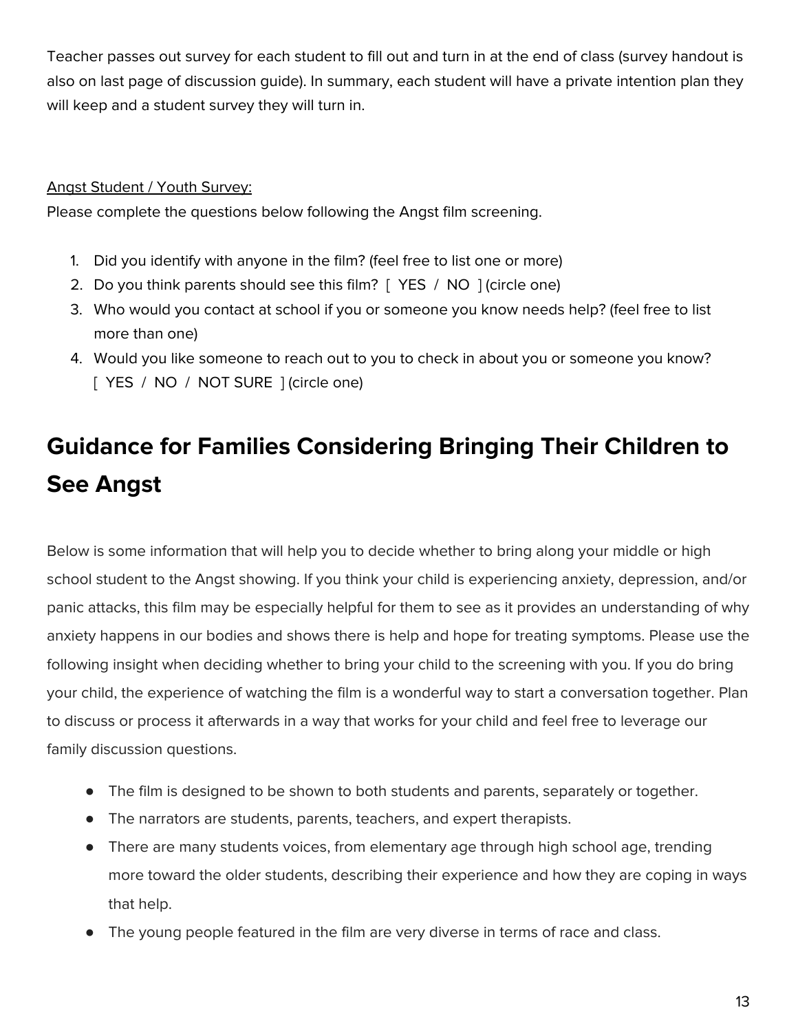Teacher passes out survey for each student to fill out and turn in at the end of class (survey handout is also on last page of discussion guide). In summary, each student will have a private intention plan they will keep and a student survey they will turn in.

Angst Student / Youth Survey:

Please complete the questions below following the Angst film screening.

1. Did you identify with anyone in the film? (feel free to list one or more)
2. Do you think parents should see this film? [ YES / NO ] (circle one)
3. Who would you contact at school if you or someone you know needs help? (feel free to list more than one)
4. Would you like someone to reach out to you to check in about you or someone you know? [ YES / NO / NOT SURE ] (circle one)

## Guidance for Families Considering Bringing Their Children to See Angst

Below is some information that will help you to decide whether to bring along your middle or high school student to the Angst showing. If you think your child is experiencing anxiety, depression, and/or panic attacks, this film may be especially helpful for them to see as it provides an understanding of why anxiety happens in our bodies and shows there is help and hope for treating symptoms. Please use the following insight when deciding whether to bring your child to the screening with you. If you do bring your child, the experience of watching the film is a wonderful way to start a conversation together. Plan to discuss or process it afterwards in a way that works for your child and feel free to leverage our family discussion questions.

- The film is designed to be shown to both students and parents, separately or together.
- The narrators are students, parents, teachers, and expert therapists.
- There are many students voices, from elementary age through high school age, trending more toward the older students, describing their experience and how they are coping in ways that help.
- The young people featured in the film are very diverse in terms of race and class.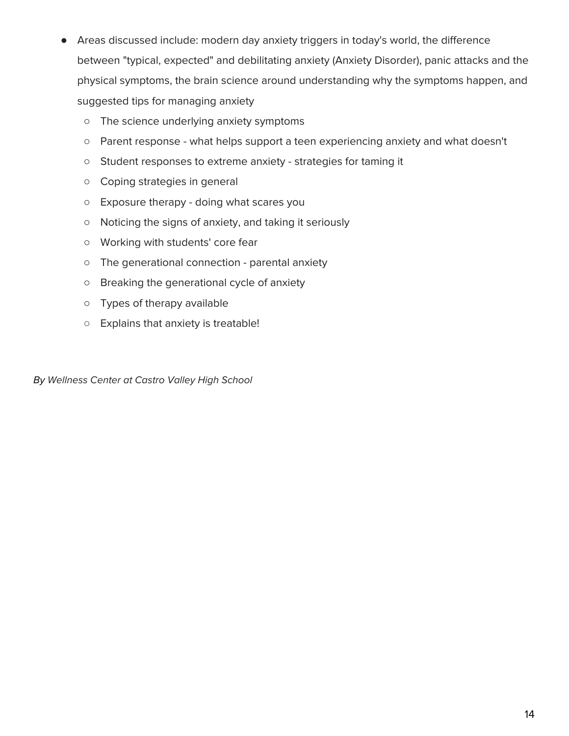- Areas discussed include: modern day anxiety triggers in today's world, the difference between "typical, expected" and debilitating anxiety (Anxiety Disorder), panic attacks and the physical symptoms, the brain science around understanding why the symptoms happen, and suggested tips for managing anxiety
  - The science underlying anxiety symptoms
  - Parent response - what helps support a teen experiencing anxiety and what doesn't
  - Student responses to extreme anxiety - strategies for taming it
  - Coping strategies in general
  - Exposure therapy - doing what scares you
  - Noticing the signs of anxiety, and taking it seriously
  - Working with students' core fear
  - The generational connection - parental anxiety
  - Breaking the generational cycle of anxiety
  - Types of therapy available
  - Explains that anxiety is treatable!

*By Wellness Center at Castro Valley High School*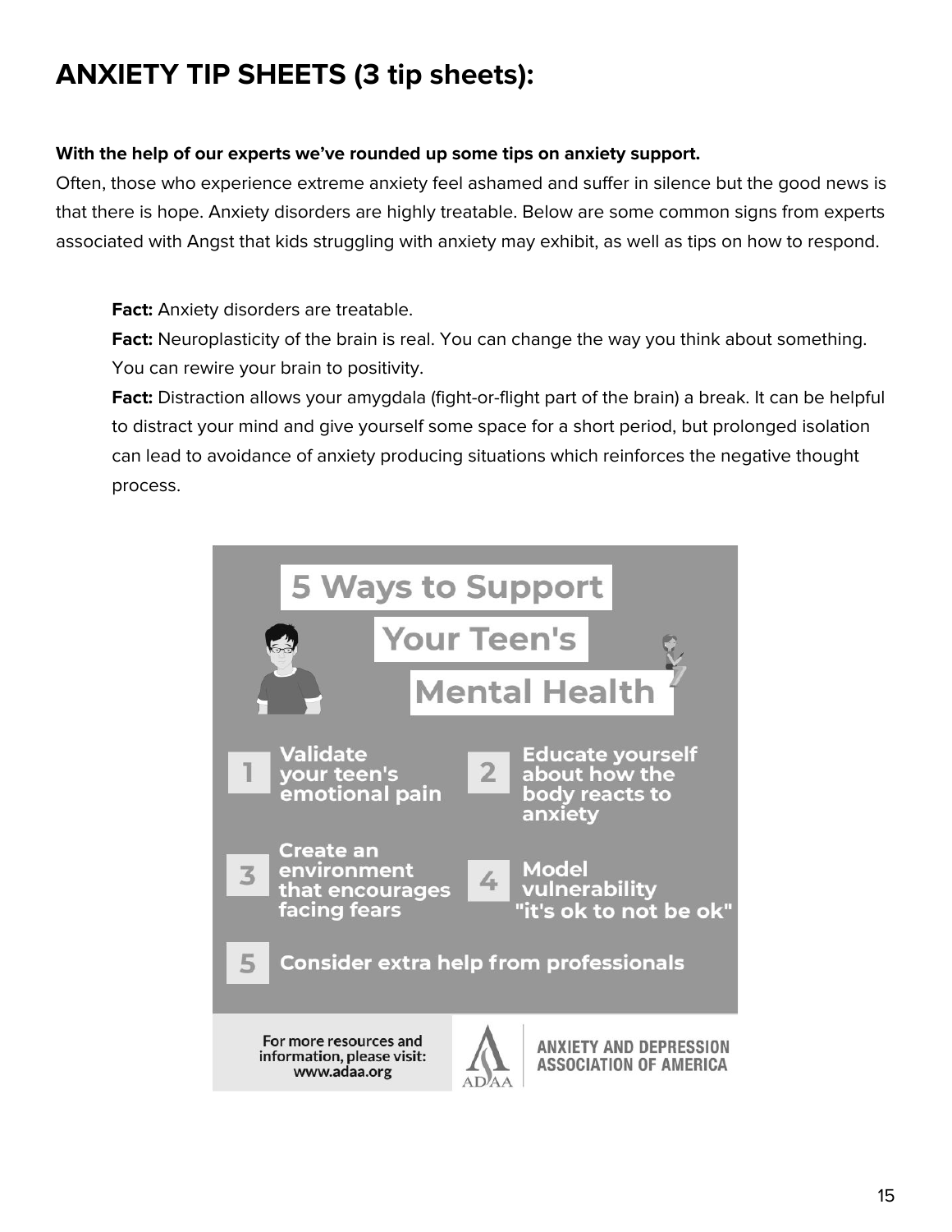# ANXIETY TIP SHEETS (3 tip sheets):

**With the help of our experts we've rounded up some tips on anxiety support.**
Often, those who experience extreme anxiety feel ashamed and suffer in silence but the good news is that there is hope. Anxiety disorders are highly treatable. Below are some common signs from experts associated with Angst that kids struggling with anxiety may exhibit, as well as tips on how to respond.

**Fact:** Anxiety disorders are treatable.
**Fact:** Neuroplasticity of the brain is real. You can change the way you think about something. You can rewire your brain to positivity.
**Fact:** Distraction allows your amygdala (fight-or-flight part of the brain) a break. It can be helpful to distract your mind and give yourself some space for a short period, but prolonged isolation can lead to avoidance of anxiety producing situations which reinforces the negative thought process.

## 5 Ways to Support Your Teen's Mental Health

1. Validate your teen's emotional pain
2. Educate yourself about how the body reacts to anxiety
3. Create an environment that encourages facing fears
4. Model vulnerability "it's ok to not be ok"
5. Consider extra help from professionals

For more resources and information, please visit: www.adaa.org

ANXIETY AND DEPRESSION ASSOCIATION OF AMERICA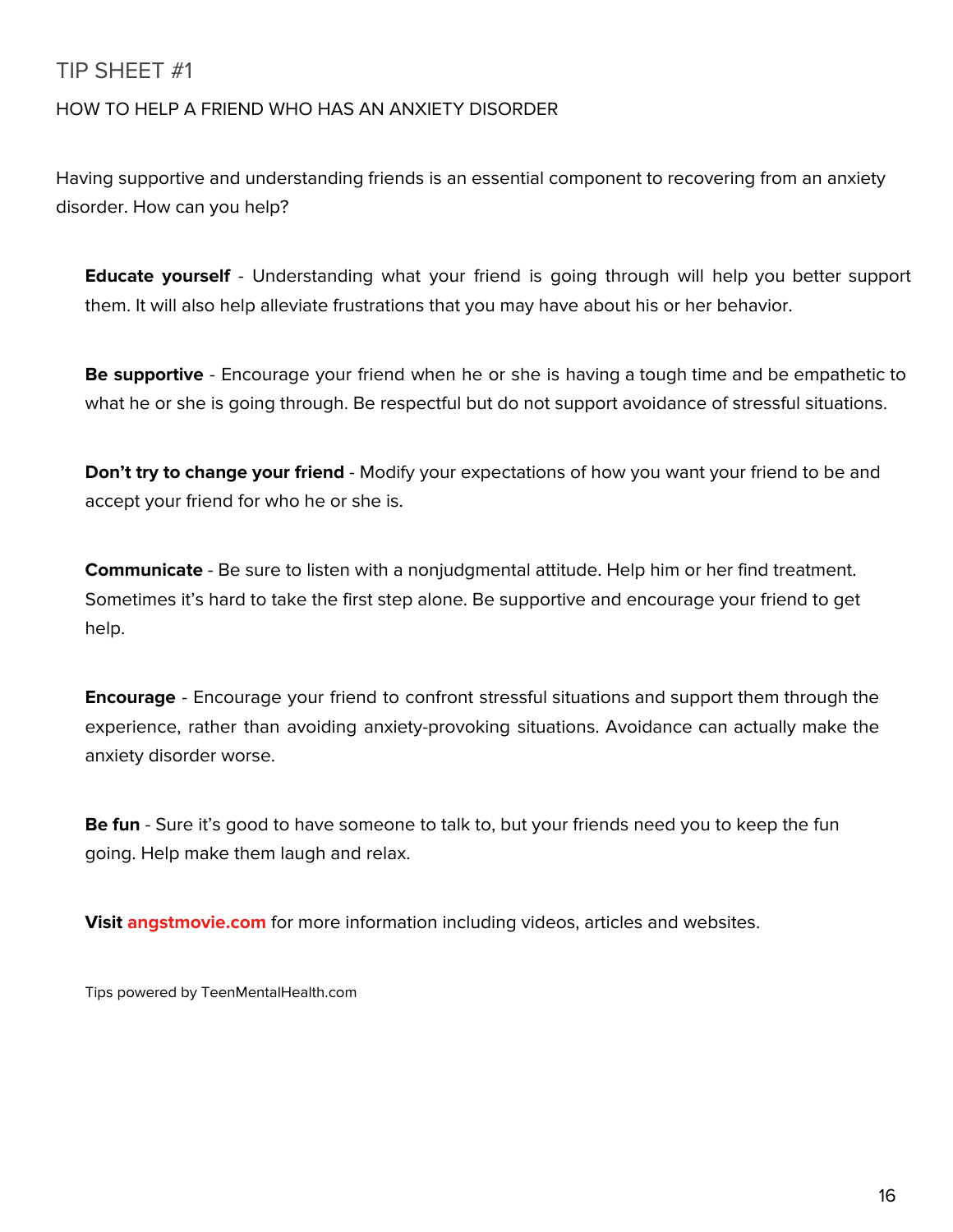## TIP SHEET #1

### HOW TO HELP A FRIEND WHO HAS AN ANXIETY DISORDER

Having supportive and understanding friends is an essential component to recovering from an anxiety disorder. How can you help?

**Educate yourself** - Understanding what your friend is going through will help you better support them. It will also help alleviate frustrations that you may have about his or her behavior.

**Be supportive** - Encourage your friend when he or she is having a tough time and be empathetic to what he or she is going through. Be respectful but do not support avoidance of stressful situations.

**Don't try to change your friend** - Modify your expectations of how you want your friend to be and accept your friend for who he or she is.

**Communicate** - Be sure to listen with a nonjudgmental attitude. Help him or her find treatment. Sometimes it's hard to take the first step alone. Be supportive and encourage your friend to get help.

**Encourage** - Encourage your friend to confront stressful situations and support them through the experience, rather than avoiding anxiety-provoking situations. Avoidance can actually make the anxiety disorder worse.

**Be fun** - Sure it's good to have someone to talk to, but your friends need you to keep the fun going. Help make them laugh and relax.

**Visit angstmovie.com** for more information including videos, articles and websites.

Tips powered by TeenMentalHealth.com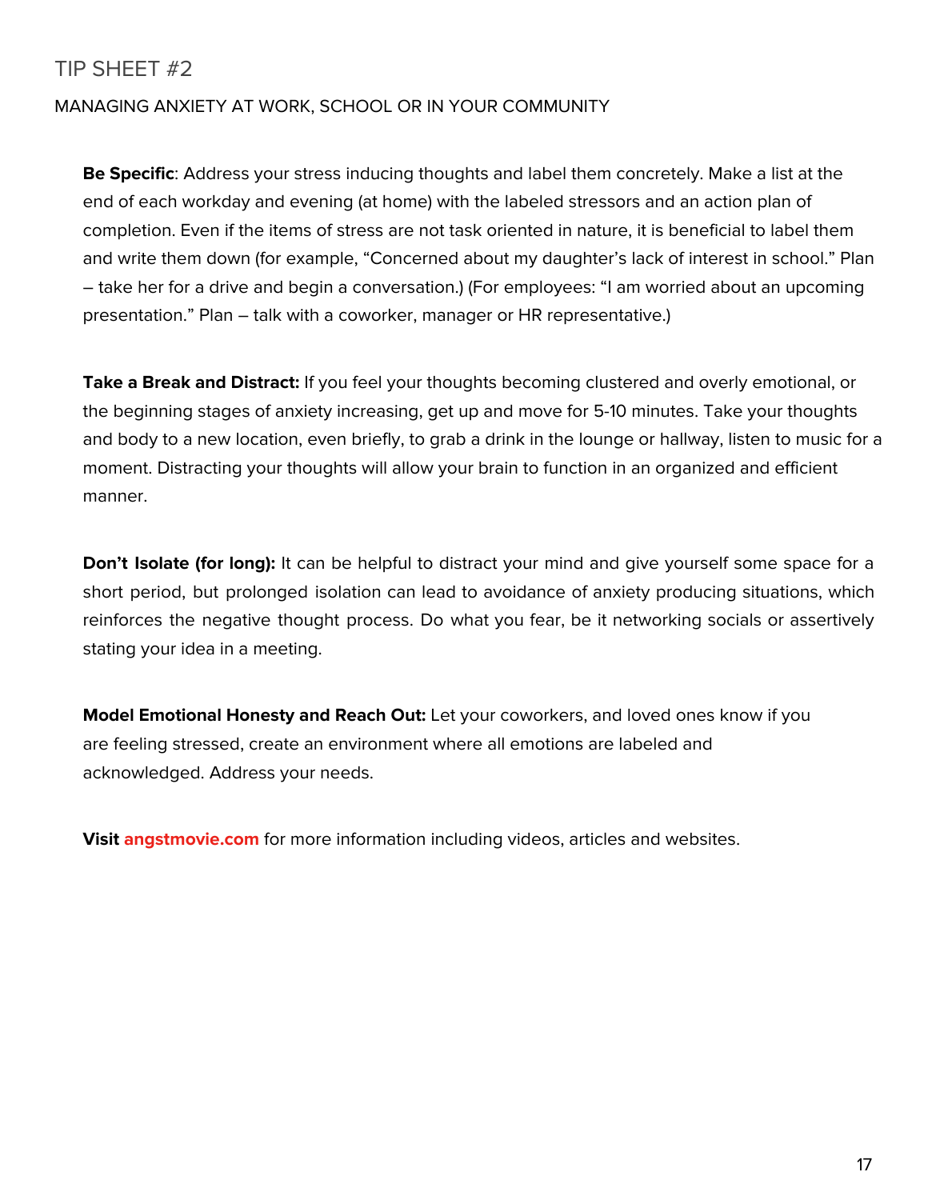## TIP SHEET #2

### MANAGING ANXIETY AT WORK, SCHOOL OR IN YOUR COMMUNITY

**Be Specific**: Address your stress inducing thoughts and label them concretely. Make a list at the end of each workday and evening (at home) with the labeled stressors and an action plan of completion. Even if the items of stress are not task oriented in nature, it is beneficial to label them and write them down (for example, "Concerned about my daughter's lack of interest in school." Plan – take her for a drive and begin a conversation.) (For employees: "I am worried about an upcoming presentation." Plan – talk with a coworker, manager or HR representative.)

**Take a Break and Distract:** If you feel your thoughts becoming clustered and overly emotional, or the beginning stages of anxiety increasing, get up and move for 5-10 minutes. Take your thoughts and body to a new location, even briefly, to grab a drink in the lounge or hallway, listen to music for a moment. Distracting your thoughts will allow your brain to function in an organized and efficient manner.

**Don't Isolate (for long):** It can be helpful to distract your mind and give yourself some space for a short period, but prolonged isolation can lead to avoidance of anxiety producing situations, which reinforces the negative thought process. Do what you fear, be it networking socials or assertively stating your idea in a meeting.

**Model Emotional Honesty and Reach Out:** Let your coworkers, and loved ones know if you are feeling stressed, create an environment where all emotions are labeled and acknowledged. Address your needs.

**Visit angstmovie.com** for more information including videos, articles and websites.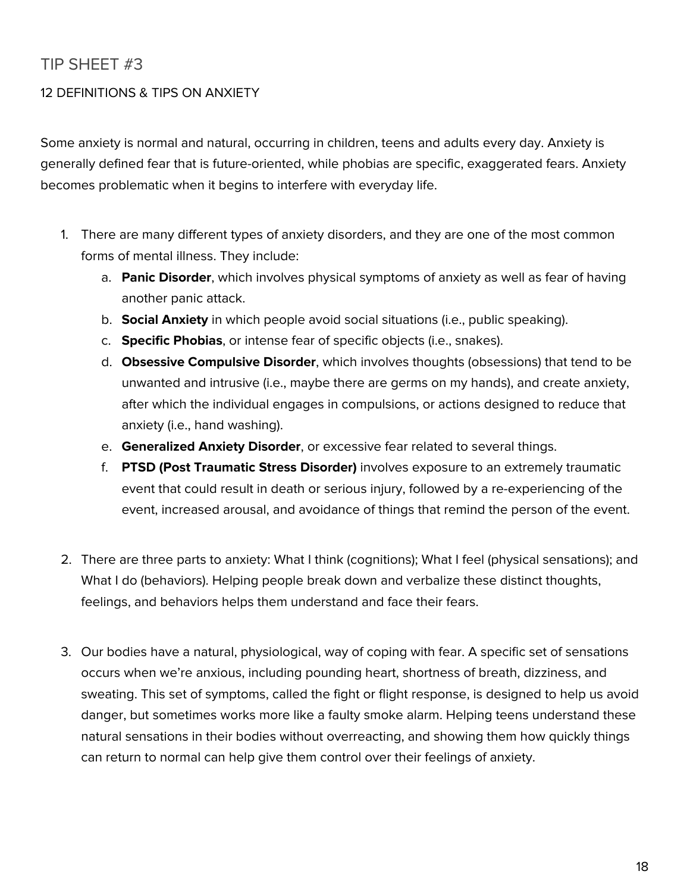## TIP SHEET #3

### 12 DEFINITIONS & TIPS ON ANXIETY

Some anxiety is normal and natural, occurring in children, teens and adults every day. Anxiety is generally defined fear that is future-oriented, while phobias are specific, exaggerated fears. Anxiety becomes problematic when it begins to interfere with everyday life.

1. There are many different types of anxiety disorders, and they are one of the most common forms of mental illness. They include:
    a. **Panic Disorder**, which involves physical symptoms of anxiety as well as fear of having another panic attack.
    b. **Social Anxiety** in which people avoid social situations (i.e., public speaking).
    c. **Specific Phobias**, or intense fear of specific objects (i.e., snakes).
    d. **Obsessive Compulsive Disorder**, which involves thoughts (obsessions) that tend to be unwanted and intrusive (i.e., maybe there are germs on my hands), and create anxiety, after which the individual engages in compulsions, or actions designed to reduce that anxiety (i.e., hand washing).
    e. **Generalized Anxiety Disorder**, or excessive fear related to several things.
    f. **PTSD (Post Traumatic Stress Disorder)** involves exposure to an extremely traumatic event that could result in death or serious injury, followed by a re-experiencing of the event, increased arousal, and avoidance of things that remind the person of the event.

2. There are three parts to anxiety: What I think (cognitions); What I feel (physical sensations); and What I do (behaviors). Helping people break down and verbalize these distinct thoughts, feelings, and behaviors helps them understand and face their fears.

3. Our bodies have a natural, physiological, way of coping with fear. A specific set of sensations occurs when we're anxious, including pounding heart, shortness of breath, dizziness, and sweating. This set of symptoms, called the fight or flight response, is designed to help us avoid danger, but sometimes works more like a faulty smoke alarm. Helping teens understand these natural sensations in their bodies without overreacting, and showing them how quickly things can return to normal can help give them control over their feelings of anxiety.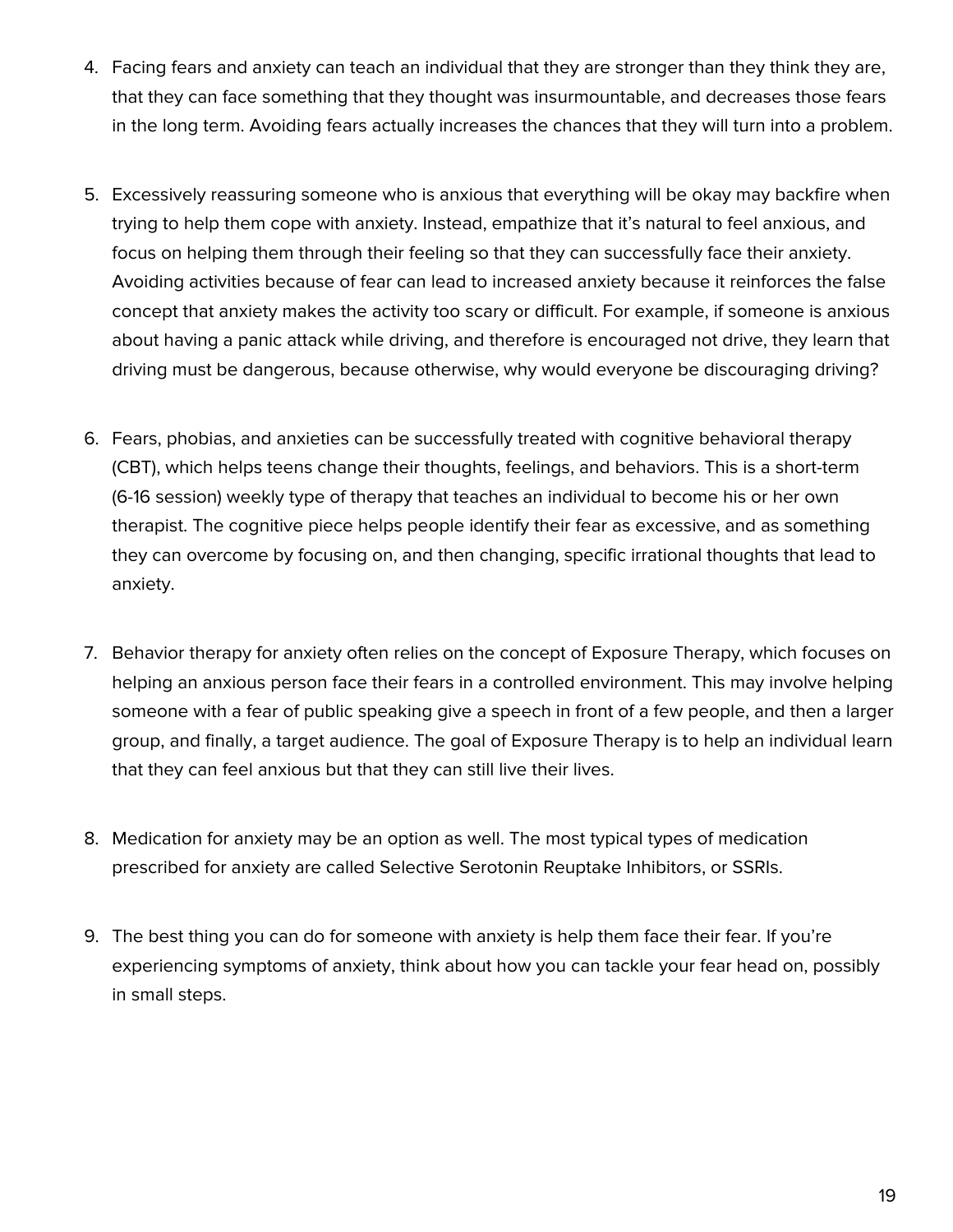4. Facing fears and anxiety can teach an individual that they are stronger than they think they are, that they can face something that they thought was insurmountable, and decreases those fears in the long term. Avoiding fears actually increases the chances that they will turn into a problem.

5. Excessively reassuring someone who is anxious that everything will be okay may backfire when trying to help them cope with anxiety. Instead, empathize that it's natural to feel anxious, and focus on helping them through their feeling so that they can successfully face their anxiety. Avoiding activities because of fear can lead to increased anxiety because it reinforces the false concept that anxiety makes the activity too scary or difficult. For example, if someone is anxious about having a panic attack while driving, and therefore is encouraged not drive, they learn that driving must be dangerous, because otherwise, why would everyone be discouraging driving?

6. Fears, phobias, and anxieties can be successfully treated with cognitive behavioral therapy (CBT), which helps teens change their thoughts, feelings, and behaviors. This is a short-term (6-16 session) weekly type of therapy that teaches an individual to become his or her own therapist. The cognitive piece helps people identify their fear as excessive, and as something they can overcome by focusing on, and then changing, specific irrational thoughts that lead to anxiety.

7. Behavior therapy for anxiety often relies on the concept of Exposure Therapy, which focuses on helping an anxious person face their fears in a controlled environment. This may involve helping someone with a fear of public speaking give a speech in front of a few people, and then a larger group, and finally, a target audience. The goal of Exposure Therapy is to help an individual learn that they can feel anxious but that they can still live their lives.

8. Medication for anxiety may be an option as well. The most typical types of medication prescribed for anxiety are called Selective Serotonin Reuptake Inhibitors, or SSRIs.

9. The best thing you can do for someone with anxiety is help them face their fear. If you're experiencing symptoms of anxiety, think about how you can tackle your fear head on, possibly in small steps.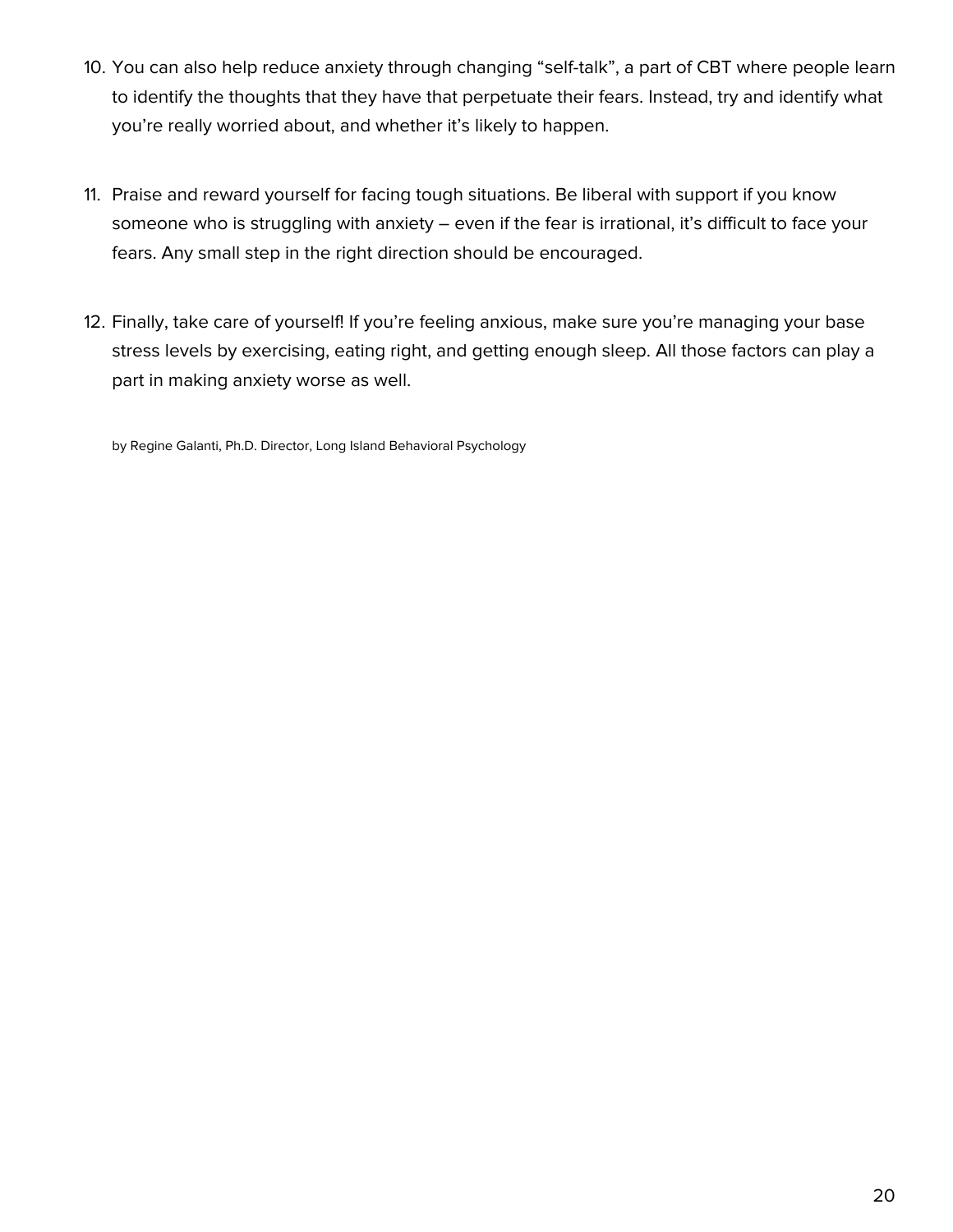10. You can also help reduce anxiety through changing "self-talk", a part of CBT where people learn to identify the thoughts that they have that perpetuate their fears. Instead, try and identify what you're really worried about, and whether it's likely to happen.

11. Praise and reward yourself for facing tough situations. Be liberal with support if you know someone who is struggling with anxiety – even if the fear is irrational, it's difficult to face your fears. Any small step in the right direction should be encouraged.

12. Finally, take care of yourself! If you're feeling anxious, make sure you're managing your base stress levels by exercising, eating right, and getting enough sleep. All those factors can play a part in making anxiety worse as well.

by Regine Galanti, Ph.D. Director, Long Island Behavioral Psychology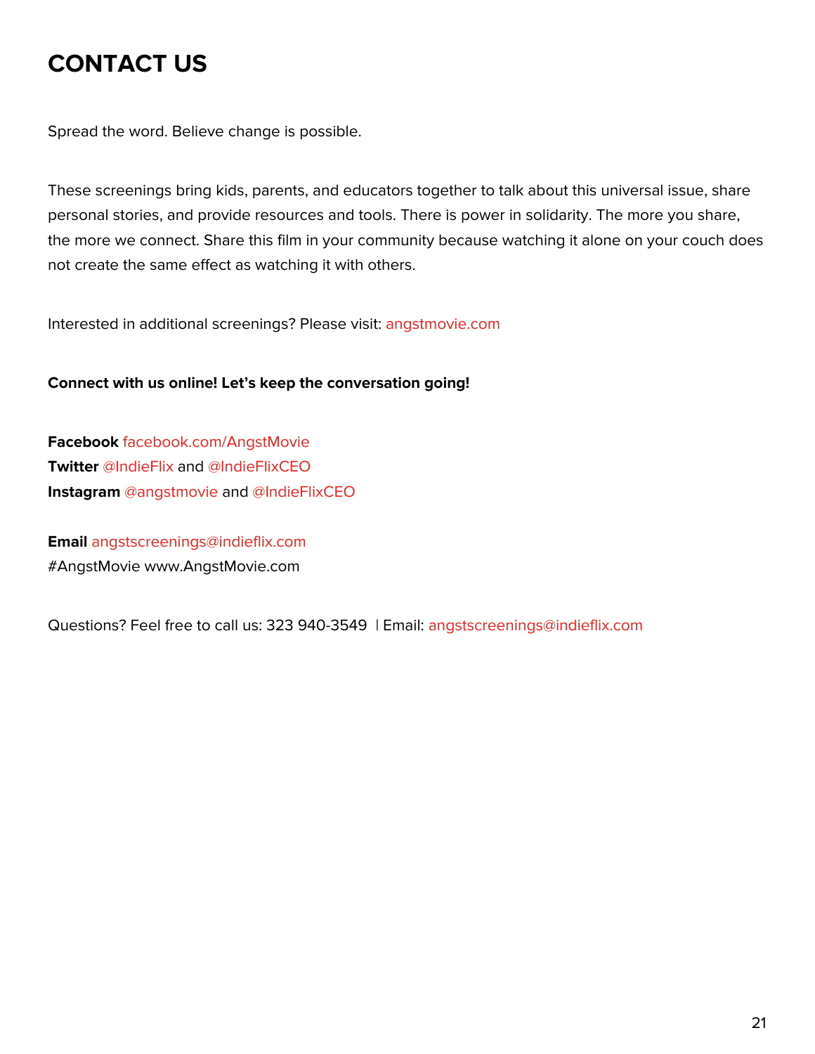# CONTACT US

Spread the word. Believe change is possible.

These screenings bring kids, parents, and educators together to talk about this universal issue, share personal stories, and provide resources and tools. There is power in solidarity. The more you share, the more we connect. Share this film in your community because watching it alone on your couch does not create the same effect as watching it with others.

Interested in additional screenings? Please visit: angstmovie.com

**Connect with us online! Let's keep the conversation going!**

**Facebook** facebook.com/AngstMovie
**Twitter** @IndieFlix and @IndieFlixCEO
**Instagram** @angstmovie and @IndieFlixCEO

**Email** angstscreenings@indieflix.com
#AngstMovie www.AngstMovie.com

Questions? Feel free to call us: 323 940-3549 | Email: angstscreenings@indieflix.com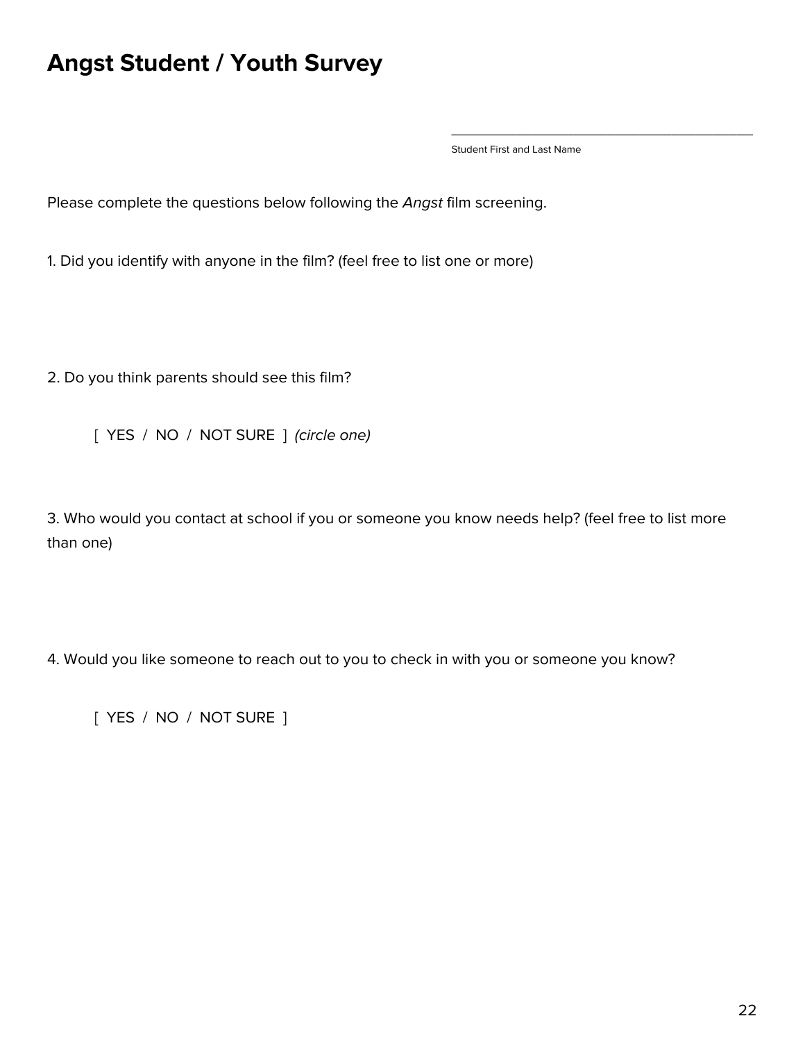# Angst Student / Youth Survey

\_\_\_\_\_\_\_\_\_\_\_\_\_\_\_\_\_\_\_\_\_\_\_\_\_\_\_\_\_\_\_\_\_\_\_\_\_\_\_\_

Student First and Last Name

Please complete the questions below following the *Angst* film screening.

1. Did you identify with anyone in the film? (feel free to list one or more)

2. Do you think parents should see this film?

   [ YES / NO / NOT SURE ] *(circle one)*

3. Who would you contact at school if you or someone you know needs help? (feel free to list more than one)

4. Would you like someone to reach out to you to check in with you or someone you know?

   [ YES / NO / NOT SURE ]